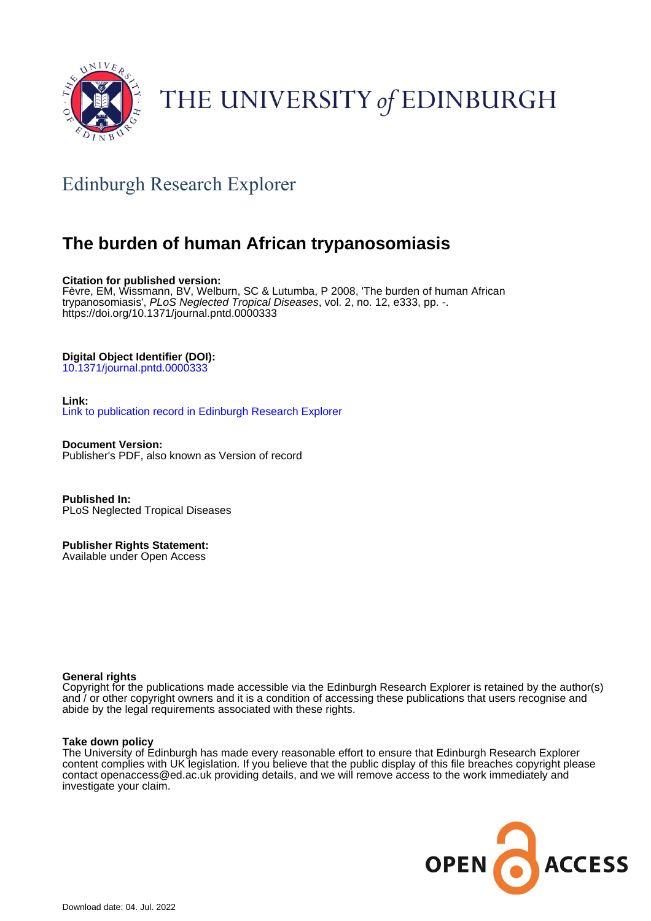THE UNIVERSITY *of* EDINBURGH

## Edinburgh Research Explorer

# The burden of human African trypanosomiasis

**Citation for published version:**
Fèvre, EM, Wissmann, BV, Welburn, SC & Lutumba, P 2008, 'The burden of human African trypanosomiasis', *PLoS Neglected Tropical Diseases*, vol. 2, no. 12, e333, pp. -.
https://doi.org/10.1371/journal.pntd.0000333

**Digital Object Identifier (DOI):**
10.1371/journal.pntd.0000333

**Link:**
Link to publication record in Edinburgh Research Explorer

**Document Version:**
Publisher's PDF, also known as Version of record

**Published In:**
PLoS Neglected Tropical Diseases

**Publisher Rights Statement:**
Available under Open Access

**General rights**
Copyright for the publications made accessible via the Edinburgh Research Explorer is retained by the author(s) and / or other copyright owners and it is a condition of accessing these publications that users recognise and abide by the legal requirements associated with these rights.

**Take down policy**
The University of Edinburgh has made every reasonable effort to ensure that Edinburgh Research Explorer content complies with UK legislation. If you believe that the public display of this file breaches copyright please contact openaccess@ed.ac.uk providing details, and we will remove access to the work immediately and investigate your claim.

OPEN ACCESS

Download date: 04. Jul. 2022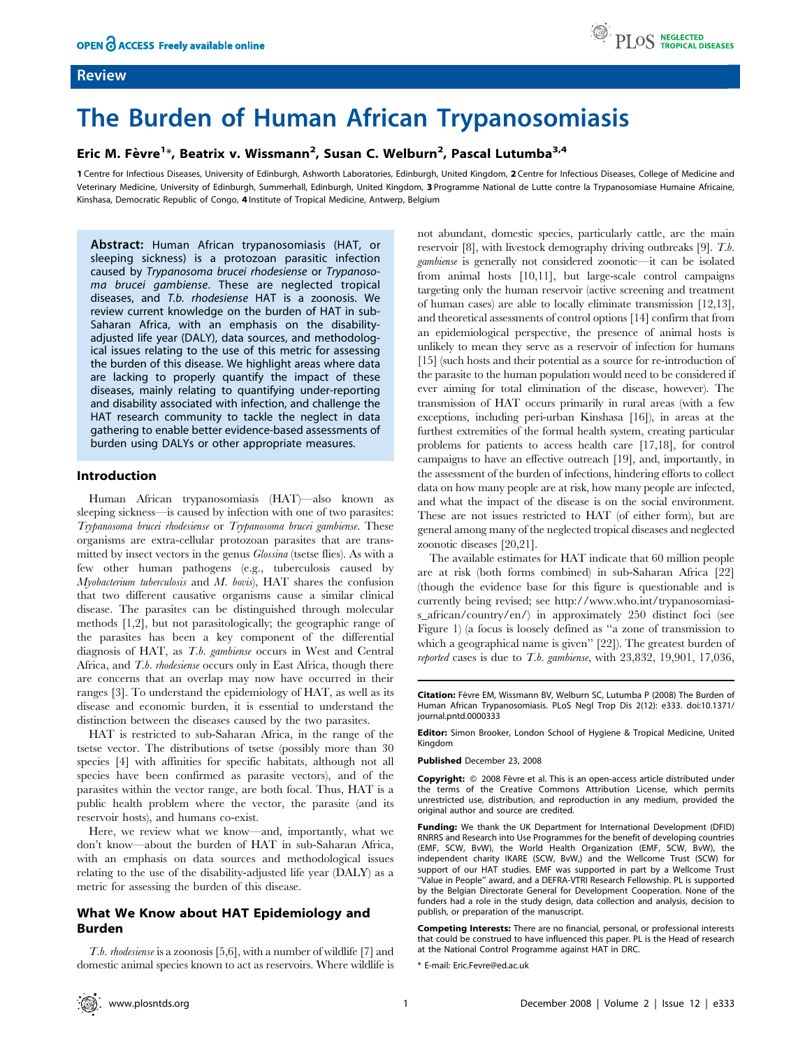# The Burden of Human African Trypanosomiasis

**Eric M. Fèvre[1]*, Beatrix v. Wissmann[2], Susan C. Welburn[2], Pascal Lutumba[3,4]**

1 Centre for Infectious Diseases, University of Edinburgh, Ashworth Laboratories, Edinburgh, United Kingdom, 2 Centre for Infectious Diseases, College of Medicine and Veterinary Medicine, University of Edinburgh, Summerhall, Edinburgh, United Kingdom, 3 Programme National de Lutte contre la Trypanosomiase Humaine Africaine, Kinshasa, Democratic Republic of Congo, 4 Institute of Tropical Medicine, Antwerp, Belgium

**Abstract:** Human African trypanosomiasis (HAT, or sleeping sickness) is a protozoan parasitic infection caused by *Trypanosoma brucei rhodesiense* or *Trypanosoma brucei gambiense*. These are neglected tropical diseases, and *T.b. rhodesiense* HAT is a zoonosis. We review current knowledge on the burden of HAT in sub-Saharan Africa, with an emphasis on the disability-adjusted life year (DALY), data sources, and methodological issues relating to the use of this metric for assessing the burden of this disease. We highlight areas where data are lacking to properly quantify the impact of these diseases, mainly relating to quantifying under-reporting and disability associated with infection, and challenge the HAT research community to tackle the neglect in data gathering to enable better evidence-based assessments of burden using DALYs or other appropriate measures.

## Introduction

Human African trypanosomiasis (HAT)—also known as sleeping sickness—is caused by infection with one of two parasites: *Trypanosoma brucei rhodesiense* or *Trypanosoma brucei gambiense*. These organisms are extra-cellular protozoan parasites that are transmitted by insect vectors in the genus *Glossina* (tsetse flies). As with a few other human pathogens (e.g., tuberculosis caused by *Myobacterium tuberculosis* and *M. bovis*), HAT shares the confusion that two different causative organisms cause a similar clinical disease. The parasites can be distinguished through molecular methods [1,2], but not parasitologically; the geographic range of the parasites has been a key component of the differential diagnosis of HAT, as *T.b. gambiense* occurs in West and Central Africa, and *T.b. rhodesiense* occurs only in East Africa, though there are concerns that an overlap may now have occurred in their ranges [3]. To understand the epidemiology of HAT, as well as its disease and economic burden, it is essential to understand the distinction between the diseases caused by the two parasites.

HAT is restricted to sub-Saharan Africa, in the range of the tsetse vector. The distributions of tsetse (possibly more than 30 species [4] with affinities for specific habitats, although not all species have been confirmed as parasite vectors), and of the parasites within the vector range, are both focal. Thus, HAT is a public health problem where the vector, the parasite (and its reservoir hosts), and humans co-exist.

Here, we review what we know—and, importantly, what we don't know—about the burden of HAT in sub-Saharan Africa, with an emphasis on data sources and methodological issues relating to the use of the disability-adjusted life year (DALY) as a metric for assessing the burden of this disease.

## What We Know about HAT Epidemiology and Burden

*T.b. rhodesiense* is a zoonosis [5,6], with a number of wildlife [7] and domestic animal species known to act as reservoirs. Where wildlife is not abundant, domestic species, particularly cattle, are the main reservoir [8], with livestock demography driving outbreaks [9]. *T.b. gambiense* is generally not considered zoonotic—it can be isolated from animal hosts [10,11], but large-scale control campaigns targeting only the human reservoir (active screening and treatment of human cases) are able to locally eliminate transmission [12,13], and theoretical assessments of control options [14] confirm that from an epidemiological perspective, the presence of animal hosts is unlikely to mean they serve as a reservoir of infection for humans [15] (such hosts and their potential as a source for re-introduction of the parasite to the human population would need to be considered if ever aiming for total elimination of the disease, however). The transmission of HAT occurs primarily in rural areas (with a few exceptions, including peri-urban Kinshasa [16]), in areas at the furthest extremities of the formal health system, creating particular problems for patients to access health care [17,18], for control campaigns to have an effective outreach [19], and, importantly, in the assessment of the burden of infections, hindering efforts to collect data on how many people are at risk, how many people are infected, and what the impact of the disease is on the social environment. These are not issues restricted to HAT (of either form), but are general among many of the neglected tropical diseases and neglected zoonotic diseases [20,21].

The available estimates for HAT indicate that 60 million people are at risk (both forms combined) in sub-Saharan Africa [22] (though the evidence base for this figure is questionable and is currently being revised; see http://www.who.int/trypanosomiasis_african/country/en/) in approximately 250 distinct foci (see Figure 1) (a focus is loosely defined as "a zone of transmission to which a geographical name is given" [22]). The greatest burden of *reported* cases is due to *T.b. gambiense*, with 23,832, 19,901, 17,036,

**Citation:** Fèvre EM, Wissmann BV, Welburn SC, Lutumba P (2008) The Burden of Human African Trypanosomiasis. PLoS Negl Trop Dis 2(12): e333. doi:10.1371/journal.pntd.0000333

**Editor:** Simon Brooker, London School of Hygiene & Tropical Medicine, United Kingdom

**Published** December 23, 2008

**Copyright:** © 2008 Fèvre et al. This is an open-access article distributed under the terms of the Creative Commons Attribution License, which permits unrestricted use, distribution, and reproduction in any medium, provided the original author and source are credited.

**Funding:** We thank the UK Department for International Development (DFID) RNRRS and Research into Use Programmes for the benefit of developing countries (EMF, SCW, BvW), the World Health Organization (EMF, SCW, BvW), the independent charity IKARE (SCW, BvW,) and the Wellcome Trust (SCW) for support of our HAT studies. EMF was supported in part by a Wellcome Trust "Value in People" award, and a DEFRA-VTRI Research Fellowship. PL is supported by the Belgian Directorate General for Development Cooperation. None of the funders had a role in the study design, data collection and analysis, decision to publish, or preparation of the manuscript.

**Competing Interests:** There are no financial, personal, or professional interests that could be construed to have influenced this paper. PL is the Head of research at the National Control Programme against HAT in DRC.

* E-mail: Eric.Fevre@ed.ac.uk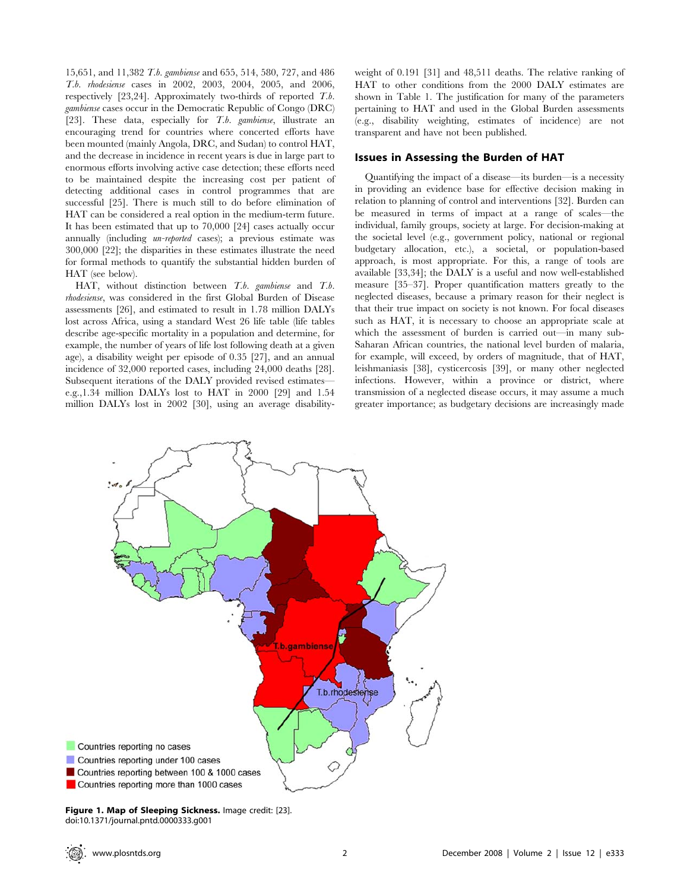15,651, and 11,382 *T.b. gambiense* and 655, 514, 580, 727, and 486 *T.b. rhodesiense* cases in 2002, 2003, 2004, 2005, and 2006, respectively [23,24]. Approximately two-thirds of reported *T.b. gambiense* cases occur in the Democratic Republic of Congo (DRC) [23]. These data, especially for *T.b. gambiense*, illustrate an encouraging trend for countries where concerted efforts have been mounted (mainly Angola, DRC, and Sudan) to control HAT, and the decrease in incidence in recent years is due in large part to enormous efforts involving active case detection; these efforts need to be maintained despite the increasing cost per patient of detecting additional cases in control programmes that are successful [25]. There is much still to do before elimination of HAT can be considered a real option in the medium-term future. It has been estimated that up to 70,000 [24] cases actually occur annually (including *un-reported* cases); a previous estimate was 300,000 [22]; the disparities in these estimates illustrate the need for formal methods to quantify the substantial hidden burden of HAT (see below).

HAT, without distinction between *T.b. gambiense* and *T.b. rhodesiense*, was considered in the first Global Burden of Disease assessments [26], and estimated to result in 1.78 million DALYs lost across Africa, using a standard West 26 life table (life tables describe age-specific mortality in a population and determine, for example, the number of years of life lost following death at a given age), a disability weight per episode of 0.35 [27], and an annual incidence of 32,000 reported cases, including 24,000 deaths [28]. Subsequent iterations of the DALY provided revised estimates—e.g.,1.34 million DALYs lost to HAT in 2000 [29] and 1.54 million DALYs lost in 2002 [30], using an average disability-weight of 0.191 [31] and 48,511 deaths. The relative ranking of HAT to other conditions from the 2000 DALY estimates are shown in Table 1. The justification for many of the parameters pertaining to HAT and used in the Global Burden assessments (e.g., disability weighting, estimates of incidence) are not transparent and have not been published.

## Issues in Assessing the Burden of HAT

Quantifying the impact of a disease—its burden—is a necessity in providing an evidence base for effective decision making in relation to planning of control and interventions [32]. Burden can be measured in terms of impact at a range of scales—the individual, family groups, society at large. For decision-making at the societal level (e.g., government policy, national or regional budgetary allocation, etc.), a societal, or population-based approach, is most appropriate. For this, a range of tools are available [33,34]; the DALY is a useful and now well-established measure [35–37]. Proper quantification matters greatly to the neglected diseases, because a primary reason for their neglect is that their true impact on society is not known. For focal diseases such as HAT, it is necessary to choose an appropriate scale at which the assessment of burden is carried out—in many sub-Saharan African countries, the national level burden of malaria, for example, will exceed, by orders of magnitude, that of HAT, leishmaniasis [38], cysticercosis [39], or many other neglected infections. However, within a province or district, where transmission of a neglected disease occurs, it may assume a much greater importance; as budgetary decisions are increasingly made

**Figure 1. Map of Sleeping Sickness.** Image credit: [23].
doi:10.1371/journal.pntd.0000333.g001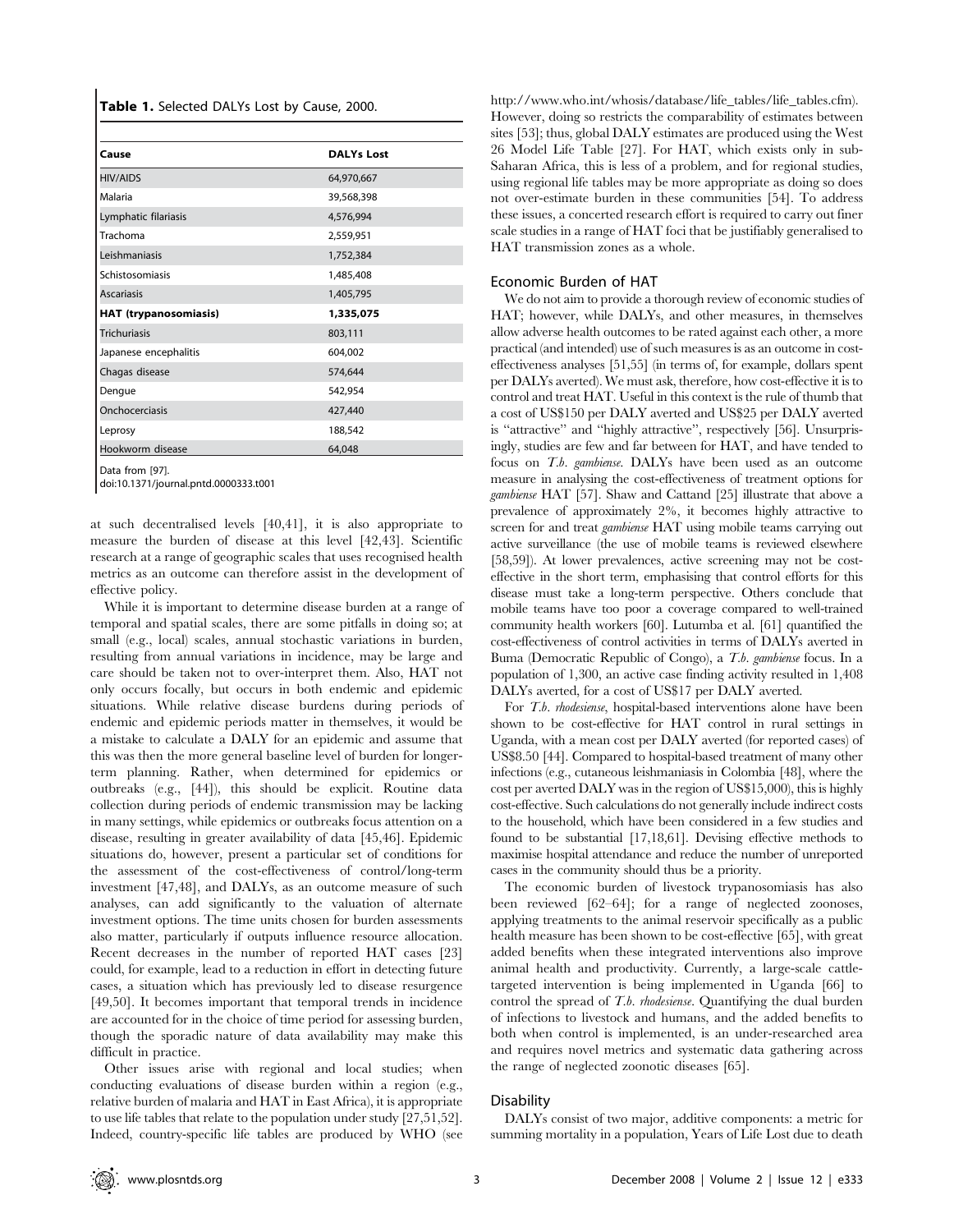**Table 1.** Selected DALYs Lost by Cause, 2000.

| Cause | DALYs Lost |
|---|---|
| HIV/AIDS | 64,970,667 |
| Malaria | 39,568,398 |
| Lymphatic filariasis | 4,576,994 |
| Trachoma | 2,559,951 |
| Leishmaniasis | 1,752,384 |
| Schistosomiasis | 1,485,408 |
| Ascariasis | 1,405,795 |
| **HAT (trypanosomiasis)** | **1,335,075** |
| Trichuriasis | 803,111 |
| Japanese encephalitis | 604,002 |
| Chagas disease | 574,644 |
| Dengue | 542,954 |
| Onchocerciasis | 427,440 |
| Leprosy | 188,542 |
| Hookworm disease | 64,048 |

Data from [97].
doi:10.1371/journal.pntd.0000333.t001

at such decentralised levels [40,41], it is also appropriate to measure the burden of disease at this level [42,43]. Scientific research at a range of geographic scales that uses recognised health metrics as an outcome can therefore assist in the development of effective policy.

While it is important to determine disease burden at a range of temporal and spatial scales, there are some pitfalls in doing so; at small (e.g., local) scales, annual stochastic variations in burden, resulting from annual variations in incidence, may be large and care should be taken not to over-interpret them. Also, HAT not only occurs focally, but occurs in both endemic and epidemic situations. While relative disease burdens during periods of endemic and epidemic periods matter in themselves, it would be a mistake to calculate a DALY for an epidemic and assume that this was then the more general baseline level of burden for longer-term planning. Rather, when determined for epidemics or outbreaks (e.g., [44]), this should be explicit. Routine data collection during periods of endemic transmission may be lacking in many settings, while epidemics or outbreaks focus attention on a disease, resulting in greater availability of data [45,46]. Epidemic situations do, however, present a particular set of conditions for the assessment of the cost-effectiveness of control/long-term investment [47,48], and DALYs, as an outcome measure of such analyses, can add significantly to the valuation of alternate investment options. The time units chosen for burden assessments also matter, particularly if outputs influence resource allocation. Recent decreases in the number of reported HAT cases [23] could, for example, lead to a reduction in effort in detecting future cases, a situation which has previously led to disease resurgence [49,50]. It becomes important that temporal trends in incidence are accounted for in the choice of time period for assessing burden, though the sporadic nature of data availability may make this difficult in practice.

Other issues arise with regional and local studies; when conducting evaluations of disease burden within a region (e.g., relative burden of malaria and HAT in East Africa), it is appropriate to use life tables that relate to the population under study [27,51,52]. Indeed, country-specific life tables are produced by WHO (see http://www.who.int/whosis/database/life_tables/life_tables.cfm). However, doing so restricts the comparability of estimates between sites [53]; thus, global DALY estimates are produced using the West 26 Model Life Table [27]. For HAT, which exists only in sub-Saharan Africa, this is less of a problem, and for regional studies, using regional life tables may be more appropriate as doing so does not over-estimate burden in these communities [54]. To address these issues, a concerted research effort is required to carry out finer scale studies in a range of HAT foci that be justifiably generalised to HAT transmission zones as a whole.

## Economic Burden of HAT

We do not aim to provide a thorough review of economic studies of HAT; however, while DALYs, and other measures, in themselves allow adverse health outcomes to be rated against each other, a more practical (and intended) use of such measures is as an outcome in cost-effectiveness analyses [51,55] (in terms of, for example, dollars spent per DALYs averted). We must ask, therefore, how cost-effective it is to control and treat HAT. Useful in this context is the rule of thumb that a cost of US$150 per DALY averted and US$25 per DALY averted is "attractive" and "highly attractive", respectively [56]. Unsurprisingly, studies are few and far between for HAT, and have tended to focus on *T.b. gambiense*. DALYs have been used as an outcome measure in analysing the cost-effectiveness of treatment options for *gambiense* HAT [57]. Shaw and Cattand [25] illustrate that above a prevalence of approximately 2%, it becomes highly attractive to screen for and treat *gambiense* HAT using mobile teams carrying out active surveillance (the use of mobile teams is reviewed elsewhere [58,59]). At lower prevalences, active screening may not be cost-effective in the short term, emphasising that control efforts for this disease must take a long-term perspective. Others conclude that mobile teams have too poor a coverage compared to well-trained community health workers [60]. Lutumba et al. [61] quantified the cost-effectiveness of control activities in terms of DALYs averted in Buma (Democratic Republic of Congo), a *T.b. gambiense* focus. In a population of 1,300, an active case finding activity resulted in 1,408 DALYs averted, for a cost of US$17 per DALY averted.

For *T.b. rhodesiense*, hospital-based interventions alone have been shown to be cost-effective for HAT control in rural settings in Uganda, with a mean cost per DALY averted (for reported cases) of US$8.50 [44]. Compared to hospital-based treatment of many other infections (e.g., cutaneous leishmaniasis in Colombia [48], where the cost per averted DALY was in the region of US$15,000), this is highly cost-effective. Such calculations do not generally include indirect costs to the household, which have been considered in a few studies and found to be substantial [17,18,61]. Devising effective methods to maximise hospital attendance and reduce the number of unreported cases in the community should thus be a priority.

The economic burden of livestock trypanosomiasis has also been reviewed [62–64]; for a range of neglected zoonoses, applying treatments to the animal reservoir specifically as a public health measure has been shown to be cost-effective [65], with great added benefits when these integrated interventions also improve animal health and productivity. Currently, a large-scale cattle-targeted intervention is being implemented in Uganda [66] to control the spread of *T.b. rhodesiense*. Quantifying the dual burden of infections to livestock and humans, and the added benefits to both when control is implemented, is an under-researched area and requires novel metrics and systematic data gathering across the range of neglected zoonotic diseases [65].

## Disability

DALYs consist of two major, additive components: a metric for summing mortality in a population, Years of Life Lost due to death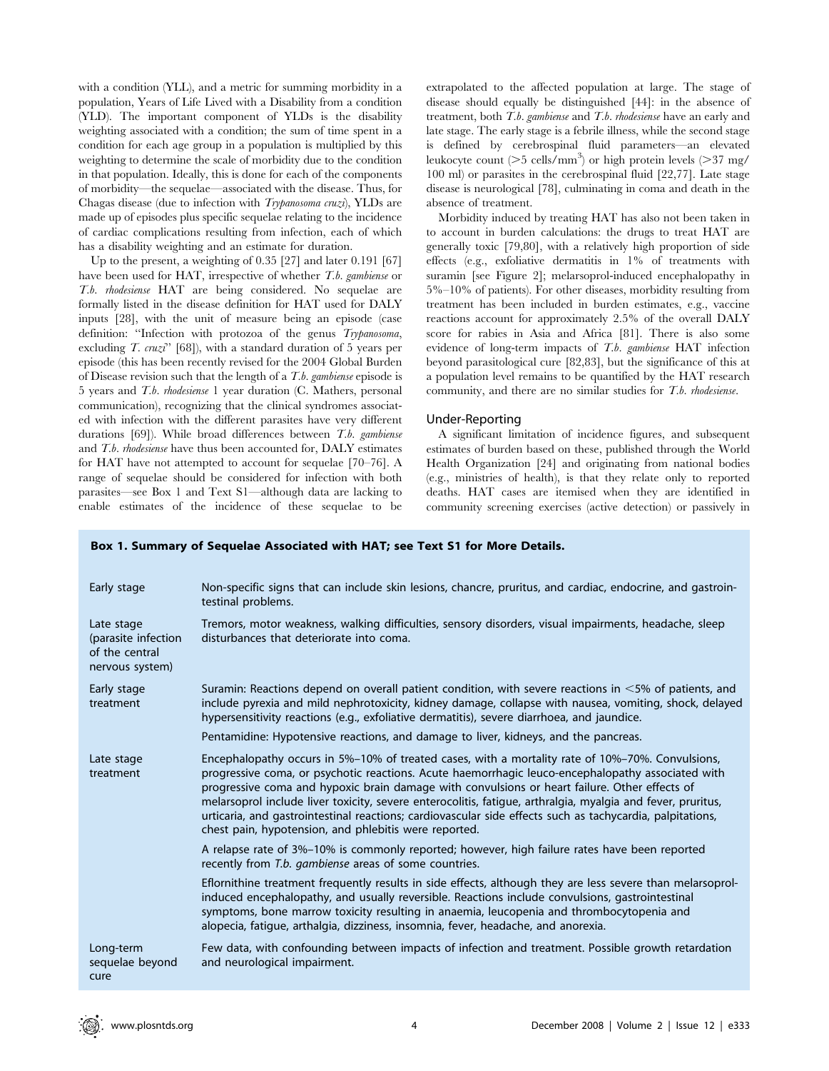with a condition (YLL), and a metric for summing morbidity in a population, Years of Life Lived with a Disability from a condition (YLD). The important component of YLDs is the disability weighting associated with a condition; the sum of time spent in a condition for each age group in a population is multiplied by this weighting to determine the scale of morbidity due to the condition in that population. Ideally, this is done for each of the components of morbidity—the sequelae—associated with the disease. Thus, for Chagas disease (due to infection with *Trypanosoma cruzi*), YLDs are made up of episodes plus specific sequelae relating to the incidence of cardiac complications resulting from infection, each of which has a disability weighting and an estimate for duration.

Up to the present, a weighting of 0.35 [27] and later 0.191 [67] have been used for HAT, irrespective of whether *T.b. gambiense* or *T.b. rhodesiense* HAT are being considered. No sequelae are formally listed in the disease definition for HAT used for DALY inputs [28], with the unit of measure being an episode (case definition: "Infection with protozoa of the genus *Trypanosoma*, excluding *T. cruzi*" [68]), with a standard duration of 5 years per episode (this has been recently revised for the 2004 Global Burden of Disease revision such that the length of a *T.b. gambiense* episode is 5 years and *T.b. rhodesiense* 1 year duration (C. Mathers, personal communication), recognizing that the clinical syndromes associated with infection with the different parasites have very different durations [69]). While broad differences between *T.b. gambiense* and *T.b. rhodesiense* have thus been accounted for, DALY estimates for HAT have not attempted to account for sequelae [70–76]. A range of sequelae should be considered for infection with both parasites—see Box 1 and Text S1—although data are lacking to enable estimates of the incidence of these sequelae to be extrapolated to the affected population at large. The stage of disease should equally be distinguished [44]: in the absence of treatment, both *T.b. gambiense* and *T.b. rhodesiense* have an early and late stage. The early stage is a febrile illness, while the second stage is defined by cerebrospinal fluid parameters—an elevated leukocyte count (>5 cells/mm$^3$) or high protein levels (>37 mg/100 ml) or parasites in the cerebrospinal fluid [22,77]. Late stage disease is neurological [78], culminating in coma and death in the absence of treatment.

Morbidity induced by treating HAT has also not been taken in to account in burden calculations: the drugs to treat HAT are generally toxic [79,80], with a relatively high proportion of side effects (e.g., exfoliative dermatitis in 1% of treatments with suramin [see Figure 2]; melarsoprol-induced encephalopathy in 5%–10% of patients). For other diseases, morbidity resulting from treatment has been included in burden estimates, e.g., vaccine reactions account for approximately 2.5% of the overall DALY score for rabies in Asia and Africa [81]. There is also some evidence of long-term impacts of *T.b. gambiense* HAT infection beyond parasitological cure [82,83], but the significance of this at a population level remains to be quantified by the HAT research community, and there are no similar studies for *T.b. rhodesiense*.

## Under-Reporting

A significant limitation of incidence figures, and subsequent estimates of burden based on these, published through the World Health Organization [24] and originating from national bodies (e.g., ministries of health), is that they relate only to reported deaths. HAT cases are itemised when they are identified in community screening exercises (active detection) or passively in

**Box 1. Summary of Sequelae Associated with HAT; see Text S1 for More Details.**

| | |
|---|---|
| Early stage | Non-specific signs that can include skin lesions, chancre, pruritus, and cardiac, endocrine, and gastrointestinal problems. |
| Late stage (parasite infection of the central nervous system) | Tremors, motor weakness, walking difficulties, sensory disorders, visual impairments, headache, sleep disturbances that deteriorate into coma. |
| Early stage treatment | Suramin: Reactions depend on overall patient condition, with severe reactions in <5% of patients, and include pyrexia and mild nephrotoxicity, kidney damage, collapse with nausea, vomiting, shock, delayed hypersensitivity reactions (e.g., exfoliative dermatitis), severe diarrhoea, and jaundice. Pentamidine: Hypotensive reactions, and damage to liver, kidneys, and the pancreas. |
| Late stage treatment | Encephalopathy occurs in 5%–10% of treated cases, with a mortality rate of 10%–70%. Convulsions, progressive coma, or psychotic reactions. Acute haemorrhagic leuco-encephalopathy associated with progressive coma and hypoxic brain damage with convulsions or heart failure. Other effects of melarsoprol include liver toxicity, severe enterocolitis, fatigue, arthralgia, myalgia and fever, pruritus, urticaria, and gastrointestinal reactions; cardiovascular side effects such as tachycardia, palpitations, chest pain, hypotension, and phlebitis were reported. A relapse rate of 3%–10% is commonly reported; however, high failure rates have been reported recently from *T.b. gambiense* areas of some countries. Eflornithine treatment frequently results in side effects, although they are less severe than melarsoprol-induced encephalopathy, and usually reversible. Reactions include convulsions, gastrointestinal symptoms, bone marrow toxicity resulting in anaemia, leucopenia and thrombocytopenia and alopecia, fatigue, arthalgia, dizziness, insomnia, fever, headache, and anorexia. |
| Long-term sequelae beyond cure | Few data, with confounding between impacts of infection and treatment. Possible growth retardation and neurological impairment. |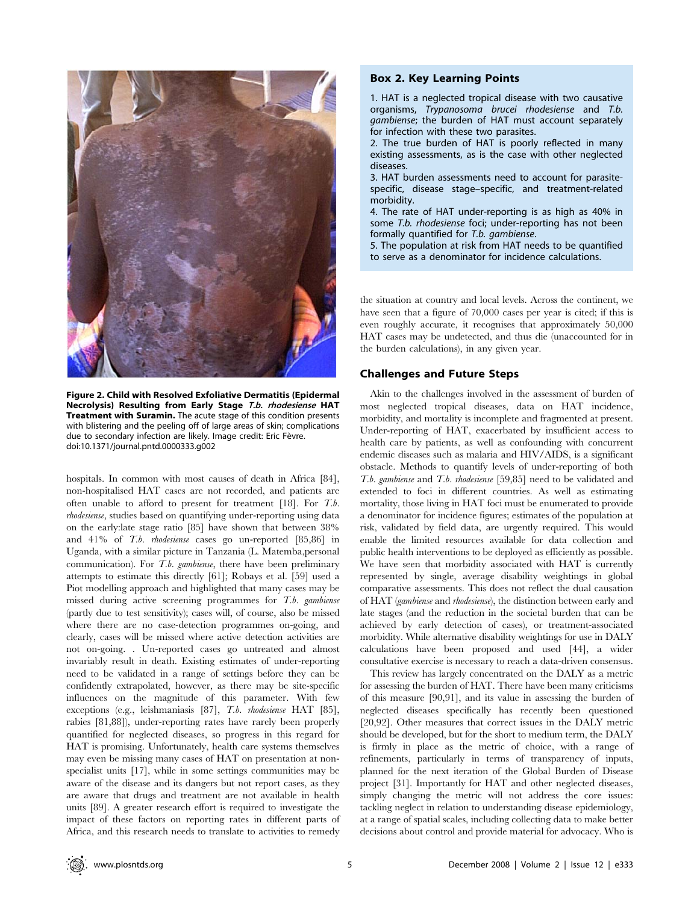**Figure 2. Child with Resolved Exfoliative Dermatitis (Epidermal Necrolysis) Resulting from Early Stage *T.b. rhodesiense* HAT Treatment with Suramin.** The acute stage of this condition presents with blistering and the peeling off of large areas of skin; complications due to secondary infection are likely. Image credit: Eric Fèvre.
doi:10.1371/journal.pntd.0000333.g002

hospitals. In common with most causes of death in Africa [84], non-hospitalised HAT cases are not recorded, and patients are often unable to afford to present for treatment [18]. For *T.b. rhodesiense*, studies based on quantifying under-reporting using data on the early:late stage ratio [85] have shown that between 38% and 41% of *T.b. rhodesiense* cases go un-reported [85,86] in Uganda, with a similar picture in Tanzania (L. Matemba,personal communication). For *T.b. gambiense*, there have been preliminary attempts to estimate this directly [61]; Robays et al. [59] used a Piot modelling approach and highlighted that many cases may be missed during active screening programmes for *T.b. gambiense* (partly due to test sensitivity); cases will, of course, also be missed where there are no case-detection programmes on-going, and clearly, cases will be missed where active detection activities are not on-going. . Un-reported cases go untreated and almost invariably result in death. Existing estimates of under-reporting need to be validated in a range of settings before they can be confidently extrapolated, however, as there may be site-specific influences on the magnitude of this parameter. With few exceptions (e.g., leishmaniasis [87], *T.b. rhodesiense* HAT [85], rabies [81,88]), under-reporting rates have rarely been properly quantified for neglected diseases, so progress in this regard for HAT is promising. Unfortunately, health care systems themselves may even be missing many cases of HAT on presentation at non-specialist units [17], while in some settings communities may be aware of the disease and its dangers but not report cases, as they are aware that drugs and treatment are not available in health units [89]. A greater research effort is required to investigate the impact of these factors on reporting rates in different parts of Africa, and this research needs to translate to activities to remedy the situation at country and local levels. Across the continent, we have seen that a figure of 70,000 cases per year is cited; if this is even roughly accurate, it recognises that approximately 50,000 HAT cases may be undetected, and thus die (unaccounted for in the burden calculations), in any given year.

**Box 2. Key Learning Points**

1. HAT is a neglected tropical disease with two causative organisms, *Trypanosoma brucei rhodesiense* and *T.b. gambiense*; the burden of HAT must account separately for infection with these two parasites.
2. The true burden of HAT is poorly reflected in many existing assessments, as is the case with other neglected diseases.
3. HAT burden assessments need to account for parasite-specific, disease stage–specific, and treatment-related morbidity.
4. The rate of HAT under-reporting is as high as 40% in some *T.b. rhodesiense* foci; under-reporting has not been formally quantified for *T.b. gambiense*.
5. The population at risk from HAT needs to be quantified to serve as a denominator for incidence calculations.

## Challenges and Future Steps

Akin to the challenges involved in the assessment of burden of most neglected tropical diseases, data on HAT incidence, morbidity, and mortality is incomplete and fragmented at present. Under-reporting of HAT, exacerbated by insufficient access to health care by patients, as well as confounding with concurrent endemic diseases such as malaria and HIV/AIDS, is a significant obstacle. Methods to quantify levels of under-reporting of both *T.b. gambiense* and *T.b. rhodesiense* [59,85] need to be validated and extended to foci in different countries. As well as estimating mortality, those living in HAT foci must be enumerated to provide a denominator for incidence figures; estimates of the population at risk, validated by field data, are urgently required. This would enable the limited resources available for data collection and public health interventions to be deployed as efficiently as possible. We have seen that morbidity associated with HAT is currently represented by single, average disability weightings in global comparative assessments. This does not reflect the dual causation of HAT (*gambiense* and *rhodesiense*), the distinction between early and late stages (and the reduction in the societal burden that can be achieved by early detection of cases), or treatment-associated morbidity. While alternative disability weightings for use in DALY calculations have been proposed and used [44], a wider consultative exercise is necessary to reach a data-driven consensus.

This review has largely concentrated on the DALY as a metric for assessing the burden of HAT. There have been many criticisms of this measure [90,91], and its value in assessing the burden of neglected diseases specifically has recently been questioned [20,92]. Other measures that correct issues in the DALY metric should be developed, but for the short to medium term, the DALY is firmly in place as the metric of choice, with a range of refinements, particularly in terms of transparency of inputs, planned for the next iteration of the Global Burden of Disease project [31]. Importantly for HAT and other neglected diseases, simply changing the metric will not address the core issues: tackling neglect in relation to understanding disease epidemiology, at a range of spatial scales, including collecting data to make better decisions about control and provide material for advocacy. Who is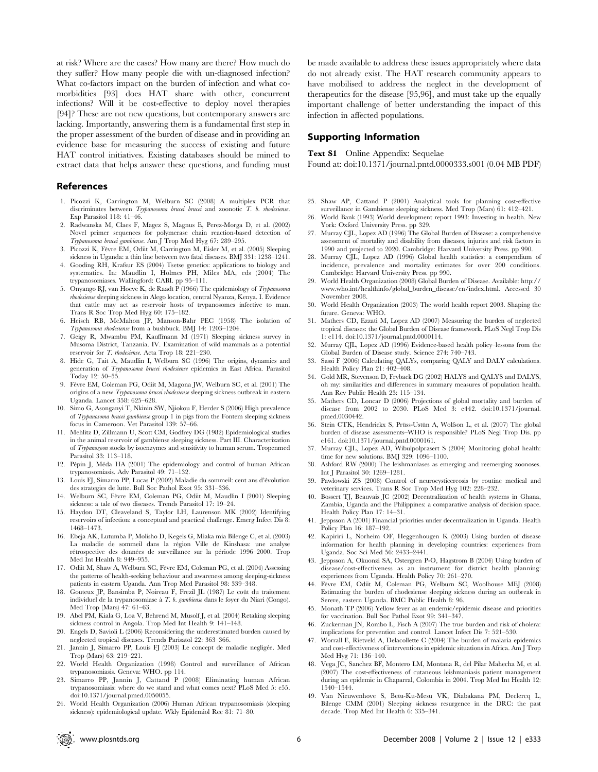at risk? Where are the cases? How many are there? How much do they suffer? How many people die with un-diagnosed infection? What co-factors impact on the burden of infection and what co-morbidities [93] does HAT share with other, concurrent infections? Will it be cost-effective to deploy novel therapies [94]? These are not new questions, but contemporary answers are lacking. Importantly, answering them is a fundamental first step in the proper assessment of the burden of disease and in providing an evidence base for measuring the success of existing and future HAT control initiatives. Existing databases should be mined to extract data that helps answer these questions, and funding must be made available to address these issues appropriately where data do not already exist. The HAT research community appears to have mobilised to address the neglect in the development of therapeutics for the disease [95,96], and must take up the equally important challenge of better understanding the impact of this infection in affected populations.

## Supporting Information

**Text S1** Online Appendix: Sequelae

Found at: doi:10.1371/journal.pntd.0000333.s001 (0.04 MB PDF)

## References

1. Picozzi K, Carrington M, Welburn SC (2008) A multiplex PCR that discriminates between *Trypanosoma brucei brucei* and zoonotic *T. b. rhodesiense*. Exp Parasitol 118: 41–46.
2. Radwanska M, Claes F, Magez S, Magnus E, Perez-Morga D, et al. (2002) Novel primer sequences for polymerase chain reaction-based detection of *Trypanosoma brucei gambiense*. Am J Trop Med Hyg 67: 289–295.
3. Picozzi K, Fèvre EM, Odiit M, Carrington M, Eisler M, et al. (2005) Sleeping sickness in Uganda: a thin line between two fatal diseases. BMJ 331: 1238–1241.
4. Gooding RH, Krafsur ES (2004) Tsetse genetics: applications to biology and systematics. In: Maudlin I, Holmes PH, Miles MA, eds (2004) The trypanosomiases. Wallingford: CABI. pp 95–111.
5. Onyango RJ, van Hoeve K, de Raadt P (1966) The epidemiology of *Trypanosoma rhodesiense* sleeping sickness in Alego location, central Nyanza, Kenya. I. Evidence that cattle may act as reservoir hosts of trypanosomes infective to man. Trans R Soc Trop Med Hyg 60: 175–182.
6. Heisch RB, McMahon JP, Manson-Bahr PEC (1958) The isolation of *Trypanosoma rhodesiense* from a bushbuck. BMJ 14: 1203–1204.
7. Geigy R, Mwambu PM, Kauffmann M (1971) Sleeping sickness survey in Musoma District, Tanzania. IV. Examination of wild mammals as a potential reservoir for *T. rhodesiense*. Acta Trop 18: 221–230.
8. Hide G, Tait A, Maudlin I, Welburn SC (1996) The origins, dynamics and generation of *Trypanosoma brucei rhodesiense* epidemics in East Africa. Parasitol Today 12: 50–55.
9. Fèvre EM, Coleman PG, Odiit M, Magona JW, Welburn SC, et al. (2001) The origins of a new *Trypanosoma brucei rhodesiense* sleeping sickness outbreak in eastern Uganda. Lancet 358: 625–628.
10. Simo G, Asonganyi T, Nkinin SW, Njiokou F, Herder S (2006) High prevalence of *Trypanosoma brucei gambiense* group 1 in pigs from the Fontem sleeping sickness focus in Cameroon. Vet Parasitol 139: 57–66.
11. Mehlitz D, Zillmann U, Scott CM, Godfrey DG (1982) Epidemiological studies in the animal reservoir of gambiense sleeping sickness. Part III. Characterization of *Trypanozoon* stocks by isoenzymes and sensitivity to human serum. Tropenmed Parasitol 33: 113–118.
12. Pépin J, Méda HA (2001) The epidemiology and control of human African trypanosomiasis. Adv Parasitol 49: 71–132.
13. Louis FJ, Simarro PP, Lucas P (2002) Maladie du sommeil: cent ans d'évolution des strategies de lutte. Bull Soc Pathol Exot 95: 331–336.
14. Welburn SC, Fèvre EM, Coleman PG, Odiit M, Maudlin I (2001) Sleeping sickness: a tale of two diseases. Trends Parasitol 17: 19–24.
15. Haydon DT, Cleaveland S, Taylor LH, Laurenson MK (2002) Identifying reservoirs of infection: a conceptual and practical challenge. Emerg Infect Dis 8: 1468–1473.
16. Ebeja AK, Lutumba P, Molisho D, Kegels G, Miaka mia Bilenge C, et al. (2003) La maladie de sommeil dans la région Ville de Kinshasa: une analyse rétrospective des données de surveillance sur la période 1996–2000. Trop Med Int Health 8: 949–955.
17. Odiit M, Shaw A, Welburn SC, Fèvre EM, Coleman PG, et al. (2004) Assessing the patterns of health-seeking behaviour and awareness among sleeping-sickness patients in eastern Uganda. Ann Trop Med Parasitol 98: 339–348.
18. Gouteux JP, Bansimba P, Noireau F, Frezil JL (1987) Le coût du traitement individuel de la trypanosomiase à *T. b. gambiense* dans le foyer du Niari (Congo). Med Trop (Mars) 47: 61–63.
19. Abel PM, Kiala G, Loa V, Behrend M, Musolf J, et al. (2004) Retaking sleeping sickness control in Angola. Trop Med Int Health 9: 141–148.
20. Engels D, Savioli L (2006) Reconsidering the underestimated burden caused by neglected tropical diseases. Trends Parisatol 22: 363–366.
21. Jannin J, Simarro PP, Louis FJ (2003) Le concept de maladie negligée. Med Trop (Mars) 63: 219–221.
22. World Health Organization (1998) Control and surveillance of African trypanosomiasis. Geneva: WHO. pp 114.
23. Simarro PP, Jannin J, Cattand P (2008) Eliminating human African trypanosomiasis: where do we stand and what comes next? PLoS Med 5: e55. doi:10.1371/journal.pmed.0050055.
24. World Health Organization (2006) Human African trypanosomiasis (sleeping sickness): epidemiological update. Wkly Epidemiol Rec 81: 71–80.
25. Shaw AP, Cattand P (2001) Analytical tools for planning cost-effective surveillance in Gambiense sleeping sickness. Med Trop (Mars) 61: 412–421.
26. World Bank (1993) World development report 1993: Investing in health. New York: Oxford University Press. pp 329.
27. Murray CJL, Lopez AD (1996) The Global Burden of Disease: a comprehensive assessment of mortality and disability from diseases, injuries and risk factors in 1990 and projected to 2020. Cambridge: Harvard University Press. pp 990.
28. Murray CJL, Lopez AD (1996) Global health statistics: a compendium of incidence, prevalence and mortality estimates for over 200 conditions. Cambridge: Harvard University Press. pp 990.
29. World Health Organization (2008) Global Burden of Disease. Available: http://www.who.int/healthinfo/global_burden_disease/en/index.html. Accessed 30 November 2008.
30. World Health Organization (2003) The world health report 2003. Shaping the future. Geneva: WHO.
31. Mathers CD, Ezzati M, Lopez AD (2007) Measuring the burden of neglected tropical diseases: the Global Burden of Disease framework. PLoS Negl Trop Dis 1: e114. doi:10.1371/journal.pntd.0000114.
32. Murray CJL, Lopez AD (1996) Evidence-based health policy–lessons from the Global Burden of Disease study. Science 274: 740–743.
33. Sassi F (2006) Calculating QALYs, comparing QALY and DALY calculations. Health Policy Plan 21: 402–408.
34. Gold MR, Stevenson D, Fryback DG (2002) HALYS and QALYS and DALYS, oh my: similarities and differences in summary measures of population health. Ann Rev Public Health 23: 115–134.
35. Mathers CD, Loncar D (2006) Projections of global mortality and burden of disease from 2002 to 2030. PLoS Med 3: e442. doi:10.1371/journal.pmed.0030442.
36. Stein CTK, Hendrickx S, Prüss-Ustün A, Wolfson L, et al. (2007) The global burden of disease assessments–WHO is responsible? PLoS Negl Trop Dis. pp e161. doi:10.1371/journal.pntd.0000161.
37. Murray CJL, Lopez AD, Wibulpolprasert S (2004) Monitoring global health: time for new solutions. BMJ 329: 1096–1100.
38. Ashford RW (2000) The leishmaniases as emerging and reemerging zoonoses. Int J Parasitol 30: 1269–1281.
39. Pawlowski ZS (2008) Control of neurocysticercosis by routine medical and veterinary services. Trans R Soc Trop Med Hyg 102: 228–232.
40. Bossert TJ, Beauvais JC (2002) Decentralization of health systems in Ghana, Zambia, Uganda and the Philippines: a comparative analysis of decision space. Health Policy Plan 17: 14–31.
41. Jeppsson A (2001) Financial priorities under decentralization in Uganda. Health Policy Plan 16: 187–192.
42. Kapiriri L, Norheim OF, Heggenhougen K (2003) Using burden of disease information for health planning in developing countries: experiences from Uganda. Soc Sci Med 56: 2433–2441.
43. Jeppsson A, Okuonzi SA, Ostergren P-O, Hagstrom B (2004) Using burden of disease/cost-effectiveness as an instrument for district health planning: experiences from Uganda. Health Policy 70: 261–270.
44. Fèvre EM, Odiit M, Coleman PG, Welburn SC, Woolhouse MEJ (2008) Estimating the burden of rhodesiense sleeping sickness during an outbreak in Serere, eastern Uganda. BMC Public Health 8: 96.
45. Monath TP (2006) Yellow fever as an endemic/epidemic disease and priorities for vaccination. Bull Soc Pathol Exot 99: 341–347.
46. Zuckerman JN, Rombo L, Fisch A (2007) The true burden and risk of cholera: implications for prevention and control. Lancet Infect Dis 7: 521–530.
47. Worrall E, Rietveld A, Delacollette C (2004) The burden of malaria epidemics and cost-effectiveness of interventions in epidemic situations in Africa. Am J Trop Med Hyg 71: 136–140.
48. Vega JC, Sanchez BF, Montero LM, Montana R, del Pilar Mahecha M, et al. (2007) The cost-effectiveness of cutaneous leishmaniasis patient management during an epidemic in Chaparral, Colombia in 2004. Trop Med Int Health 12: 1540–1544.
49. Van Nieuwenhove S, Betu-Ku-Mesu VK, Diabakana PM, Declercq L, Bilenge CMM (2001) Sleeping sickness resurgence in the DRC: the past decade. Trop Med Int Health 6: 335–341.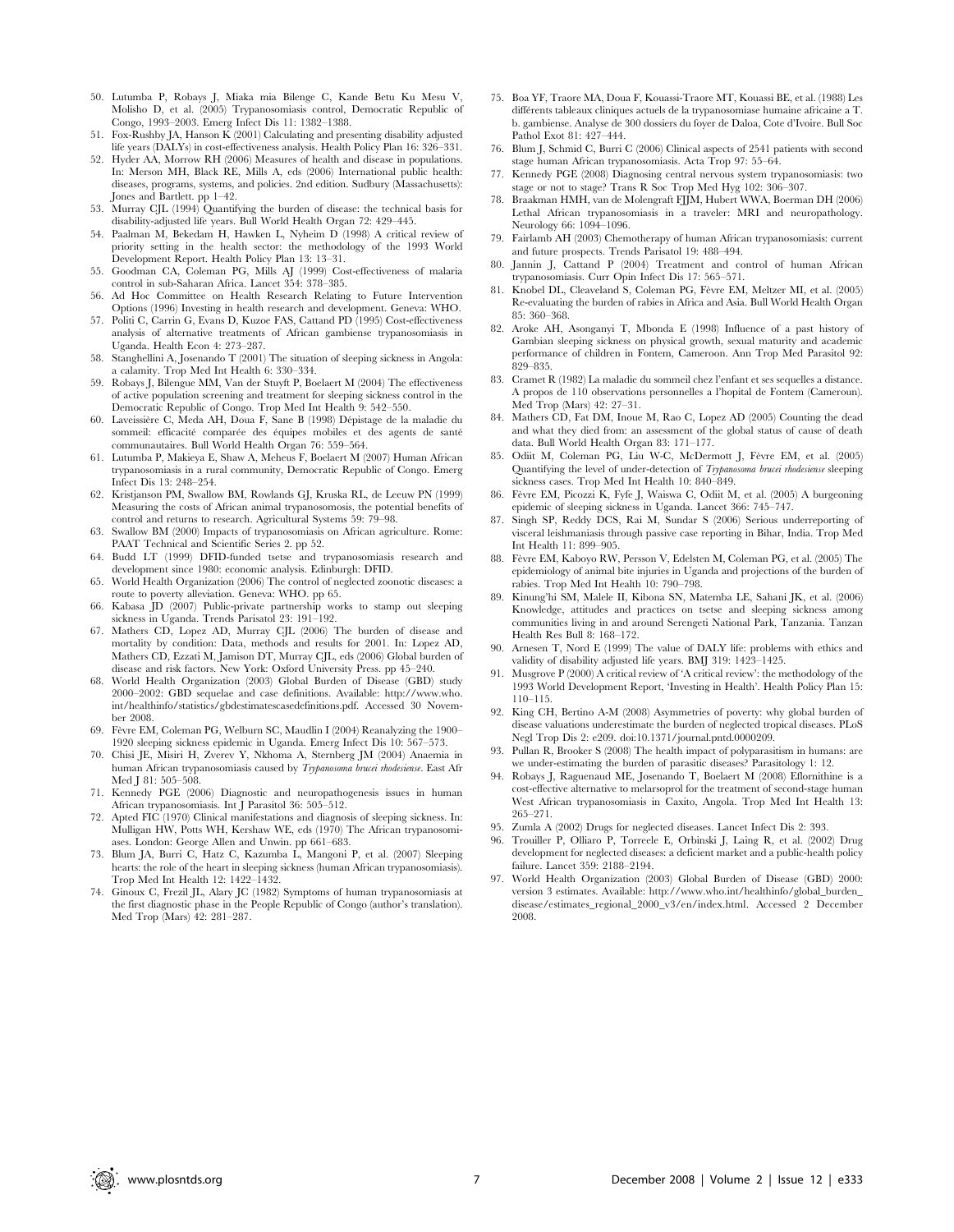50. Lutumba P, Robays J, Miaka mia Bilenge C, Kande Betu Ku Mesu V, Molisho D, et al. (2005) Trypanosomiasis control, Democratic Republic of Congo, 1993–2003. Emerg Infect Dis 11: 1382–1388.
51. Fox-Rushby JA, Hanson K (2001) Calculating and presenting disability adjusted life years (DALYs) in cost-effectiveness analysis. Health Policy Plan 16: 326–331.
52. Hyder AA, Morrow RH (2006) Measures of health and disease in populations. In: Merson MH, Black RE, Mills A, eds (2006) International public health: diseases, programs, systems, and policies. 2nd edition. Sudbury (Massachusetts): Jones and Bartlett. pp 1–42.
53. Murray CJL (1994) Quantifying the burden of disease: the technical basis for disability-adjusted life years. Bull World Health Organ 72: 429–445.
54. Paalman M, Bekedam H, Hawken L, Nyheim D (1998) A critical review of priority setting in the health sector: the methodology of the 1993 World Development Report. Health Policy Plan 13: 13–31.
55. Goodman CA, Coleman PG, Mills AJ (1999) Cost-effectiveness of malaria control in sub-Saharan Africa. Lancet 354: 378–385.
56. Ad Hoc Committee on Health Research Relating to Future Intervention Options (1996) Investing in health research and development. Geneva: WHO.
57. Politi C, Carrin G, Evans D, Kuzoe FAS, Cattand PD (1995) Cost-effectiveness analysis of alternative treatments of African gambiense trypanosomiasis in Uganda. Health Econ 4: 273–287.
58. Stanghellini A, Josenando T (2001) The situation of sleeping sickness in Angola: a calamity. Trop Med Int Health 6: 330–334.
59. Robays J, Bilengue MM, Van der Stuyft P, Boelaert M (2004) The effectiveness of active population screening and treatment for sleeping sickness control in the Democratic Republic of Congo. Trop Med Int Health 9: 542–550.
60. Laveissière C, Meda AH, Doua F, Sane B (1998) Dépistage de la maladie du sommeil: efficacité comparée des équipes mobiles et des agents de santé communautaires. Bull World Health Organ 76: 559–564.
61. Lutumba P, Makieya E, Shaw A, Meheus F, Boelaert M (2007) Human African trypanosomiasis in a rural community, Democratic Republic of Congo. Emerg Infect Dis 13: 248–254.
62. Kristjanson PM, Swallow BM, Rowlands GJ, Kruska RL, de Leeuw PN (1999) Measuring the costs of African animal trypanosomosis, the potential benefits of control and returns to research. Agricultural Systems 59: 79–98.
63. Swallow BM (2000) Impacts of trypanosomiasis on African agriculture. Rome: PAAT Technical and Scientific Series 2. pp 52.
64. Budd LT (1999) DFID-funded tsetse and trypanosomiasis research and development since 1980: economic analysis. Edinburgh: DFID.
65. World Health Organization (2006) The control of neglected zoonotic diseases: a route to poverty alleviation. Geneva: WHO. pp 65.
66. Kabasa JD (2007) Public-private partnership works to stamp out sleeping sickness in Uganda. Trends Parisatol 23: 191–192.
67. Mathers CD, Lopez AD, Murray CJL (2006) The burden of disease and mortality by condition: Data, methods and results for 2001. In: Lopez AD, Mathers CD, Ezzati M, Jamison DT, Murray CJL, eds (2006) Global burden of disease and risk factors. New York: Oxford University Press. pp 45–240.
68. World Health Organization (2003) Global Burden of Disease (GBD) study 2000–2002: GBD sequelae and case definitions. Available: http://www.who.int/healthinfo/statistics/gbdestimatescasedefinitions.pdf. Accessed 30 November 2008.
69. Fèvre EM, Coleman PG, Welburn SC, Maudlin I (2004) Reanalyzing the 1900–1920 sleeping sickness epidemic in Uganda. Emerg Infect Dis 10: 567–573.
70. Chisi JE, Misiri H, Zverev Y, Nkhoma A, Sternberg JM (2004) Anaemia in human African trypanosomiasis caused by *Trypanosoma brucei rhodesiense*. East Afr Med J 81: 505–508.
71. Kennedy PGE (2006) Diagnostic and neuropathogenesis issues in human African trypanosomiasis. Int J Parasitol 36: 505–512.
72. Apted FIC (1970) Clinical manifestations and diagnosis of sleeping sickness. In: Mulligan HW, Potts WH, Kershaw WE, eds (1970) The African trypanosomiases. London: George Allen and Unwin. pp 661–683.
73. Blum JA, Burri C, Hatz C, Kazumba L, Mangoni P, et al. (2007) Sleeping hearts: the role of the heart in sleeping sickness (human African trypanosomiasis). Trop Med Int Health 12: 1422–1432.
74. Ginoux C, Frezil JL, Alary JC (1982) Symptoms of human trypanosomiasis at the first diagnostic phase in the People Republic of Congo (author's translation). Med Trop (Mars) 42: 281–287.
75. Boa YF, Traore MA, Doua F, Kouassi-Traore MT, Kouassi BE, et al. (1988) Les différents tableaux cliniques actuels de la trypanosomiase humaine africaine a T. b. gambiense. Analyse de 300 dossiers du foyer de Daloa, Cote d'Ivoire. Bull Soc Pathol Exot 81: 427–444.
76. Blum J, Schmid C, Burri C (2006) Clinical aspects of 2541 patients with second stage human African trypanosomiasis. Acta Trop 97: 55–64.
77. Kennedy PGE (2008) Diagnosing central nervous system trypanosomiasis: two stage or not to stage? Trans R Soc Trop Med Hyg 102: 306–307.
78. Braakman HMH, van de Molengraft FJJM, Hubert WWA, Boerman DH (2006) Lethal African trypanosomiasis in a traveler: MRI and neuropathology. Neurology 66: 1094–1096.
79. Fairlamb AH (2003) Chemotherapy of human African trypanosomiasis: current and future prospects. Trends Parisatol 19: 488–494.
80. Jannin J, Cattand P (2004) Treatment and control of human African trypanosomiasis. Curr Opin Infect Dis 17: 565–571.
81. Knobel DL, Cleaveland S, Coleman PG, Fèvre EM, Meltzer MI, et al. (2005) Re-evaluating the burden of rabies in Africa and Asia. Bull World Health Organ 85: 360–368.
82. Aroke AH, Asonganyi T, Mbonda E (1998) Influence of a past history of Gambian sleeping sickness on physical growth, sexual maturity and academic performance of children in Fontem, Cameroon. Ann Trop Med Parasitol 92: 829–835.
83. Cramet R (1982) La maladie du sommeil chez l'enfant et ses sequelles a distance. A propos de 110 observations personnelles a l'hopital de Fontem (Cameroun). Med Trop (Mars) 42: 27–31.
84. Mathers CD, Fat DM, Inoue M, Rao C, Lopez AD (2005) Counting the dead and what they died from: an assessment of the global status of cause of death data. Bull World Health Organ 83: 171–177.
85. Odiit M, Coleman PG, Liu W-C, McDermott J, Fèvre EM, et al. (2005) Quantifying the level of under-detection of *Trypanosoma brucei rhodesiense* sleeping sickness cases. Trop Med Int Health 10: 840–849.
86. Fèvre EM, Picozzi K, Fyfe J, Waiswa C, Odiit M, et al. (2005) A burgeoning epidemic of sleeping sickness in Uganda. Lancet 366: 745–747.
87. Singh SP, Reddy DCS, Rai M, Sundar S (2006) Serious underreporting of visceral leishmaniasis through passive case reporting in Bihar, India. Trop Med Int Health 11: 899–905.
88. Fèvre EM, Kaboyo RW, Persson V, Edelsten M, Coleman PG, et al. (2005) The epidemiology of animal bite injuries in Uganda and projections of the burden of rabies. Trop Med Int Health 10: 790–798.
89. Kinung'hi SM, Malele II, Kibona SN, Matemba LE, Sahani JK, et al. (2006) Knowledge, attitudes and practices on tsetse and sleeping sickness among communities living in and around Serengeti National Park, Tanzania. Tanzan Health Res Bull 8: 168–172.
90. Arnesen T, Nord E (1999) The value of DALY life: problems with ethics and validity of disability adjusted life years. BMJ 319: 1423–1425.
91. Musgrove P (2000) A critical review of 'A critical review': the methodology of the 1993 World Development Report, 'Investing in Health'. Health Policy Plan 15: 110–115.
92. King CH, Bertino A-M (2008) Asymmetries of poverty: why global burden of disease valuations underestimate the burden of neglected tropical diseases. PLoS Negl Trop Dis 2: e209. doi:10.1371/journal.pntd.0000209.
93. Pullan R, Brooker S (2008) The health impact of polyparasitism in humans: are we under-estimating the burden of parasitic diseases? Parasitology 1: 12.
94. Robays J, Raguenaud ME, Josenando T, Boelaert M (2008) Eflornithine is a cost-effective alternative to melarsoprol for the treatment of second-stage human West African trypanosomiasis in Caxito, Angola. Trop Med Int Health 13: 265–271.
95. Zumla A (2002) Drugs for neglected diseases. Lancet Infect Dis 2: 393.
96. Trouiller P, Olliaro P, Torreele E, Orbinski J, Laing R, et al. (2002) Drug development for neglected diseases: a deficient market and a public-health policy failure. Lancet 359: 2188–2194.
97. World Health Organization (2003) Global Burden of Disease (GBD) 2000: version 3 estimates. Available: http://www.who.int/healthinfo/global_burden_disease/estimates_regional_2000_v3/en/index.html. Accessed 2 December 2008.